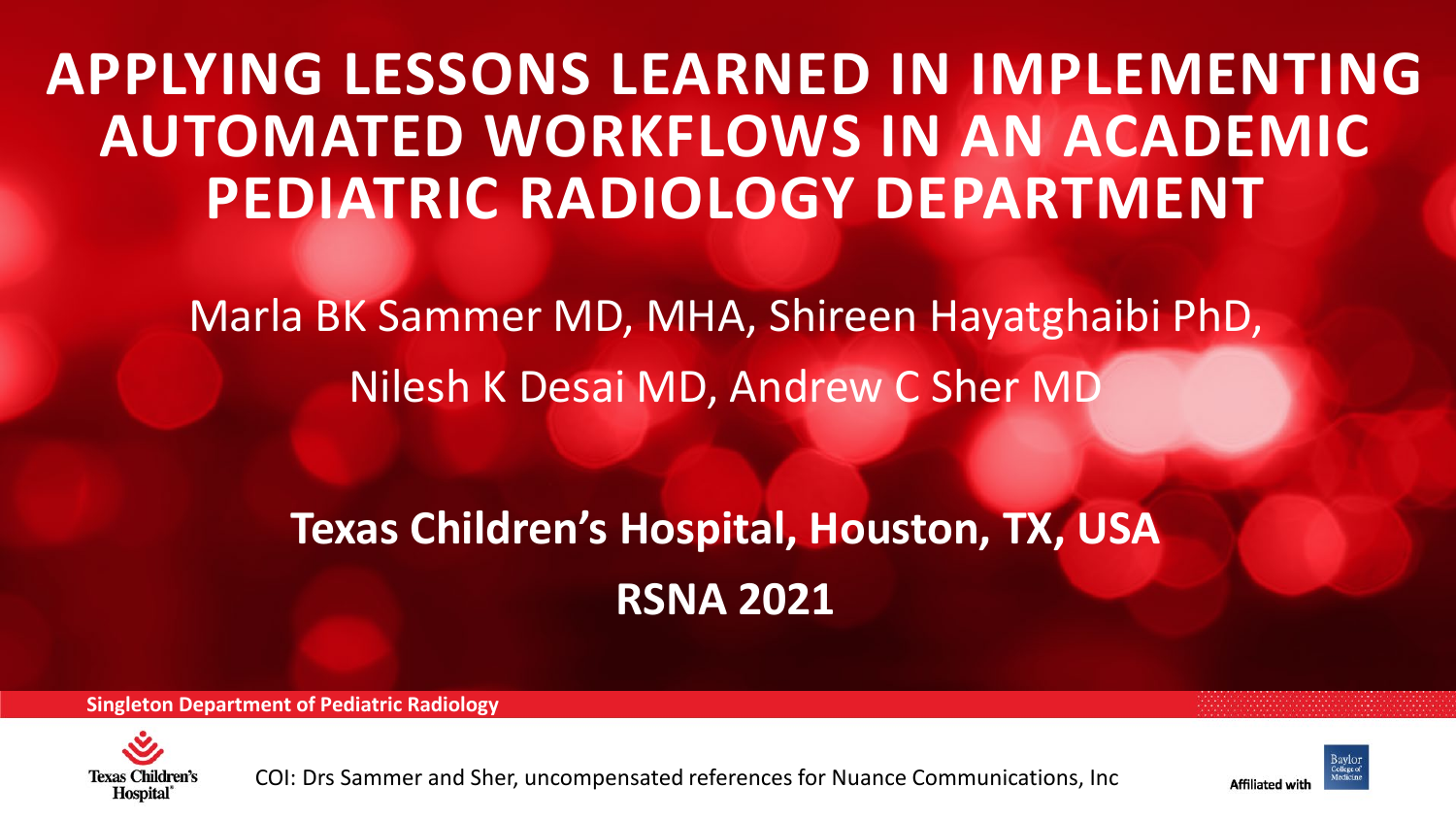# APPLYING LESSONS LEARNED IN IMPLEMENTING AUTOMATED WORKFLOWS IN AN ACADEMIC PEDIATRIC RADIOLOGY DEPARTMENT

Marla BK Sammer MD, MHA, Shireen Hayatghaibi PhD, Nilesh K Desai MD, Andrew C Sher MD

**Texas Children's Hospital, Houston, TX, USA**

**RSNA 2021**

**Singleton Department of Pediatric Radiology**

Texas Children's Hospital

COI: Drs Sammer and Sher, uncompensated references for Nuance Communications, Inc

Affiliated with Baylor College of Medicine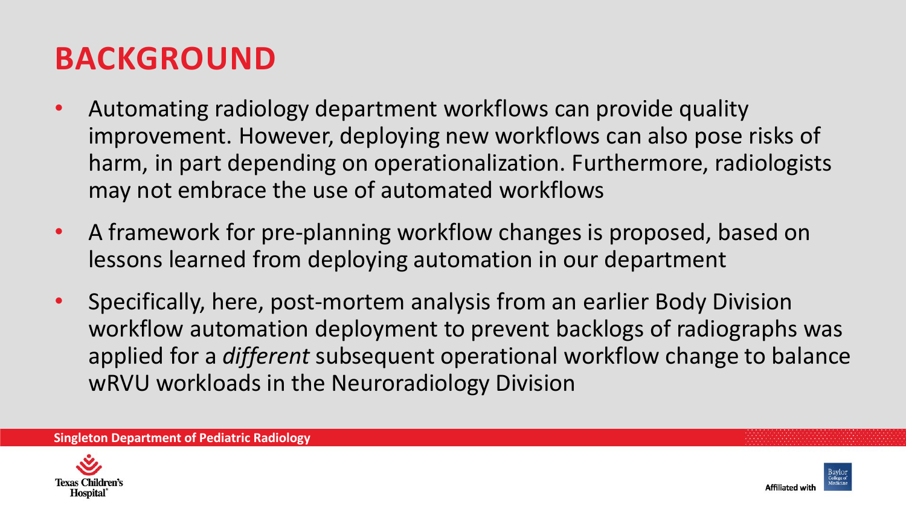# BACKGROUND

- Automating radiology department workflows can provide quality improvement. However, deploying new workflows can also pose risks of harm, in part depending on operationalization. Furthermore, radiologists may not embrace the use of automated workflows
- A framework for pre-planning workflow changes is proposed, based on lessons learned from deploying automation in our department
- Specifically, here, post-mortem analysis from an earlier Body Division workflow automation deployment to prevent backlogs of radiographs was applied for a *different* subsequent operational workflow change to balance wRVU workloads in the Neuroradiology Division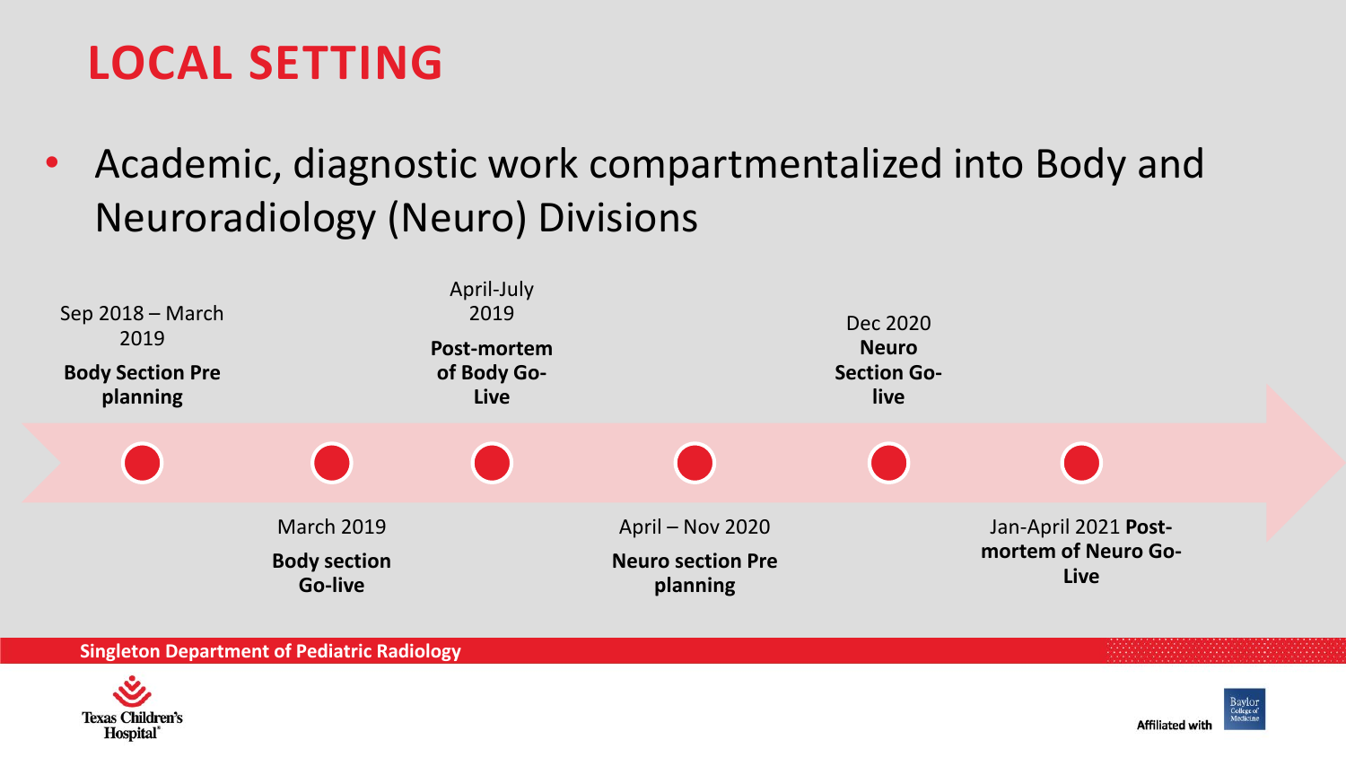# LOCAL SETTING

- Academic, diagnostic work compartmentalized into Body and Neuroradiology (Neuro) Divisions

- Sep 2018 – March 2019 **Body Section Pre planning**
- March 2019 **Body section Go-live**
- April-July 2019 **Post-mortem of Body Go-Live**
- April – Nov 2020 **Neuro section Pre planning**
- Dec 2020 **Neuro Section Go-live**
- Jan-April 2021 **Post-mortem of Neuro Go-Live**

Singleton Department of Pediatric Radiology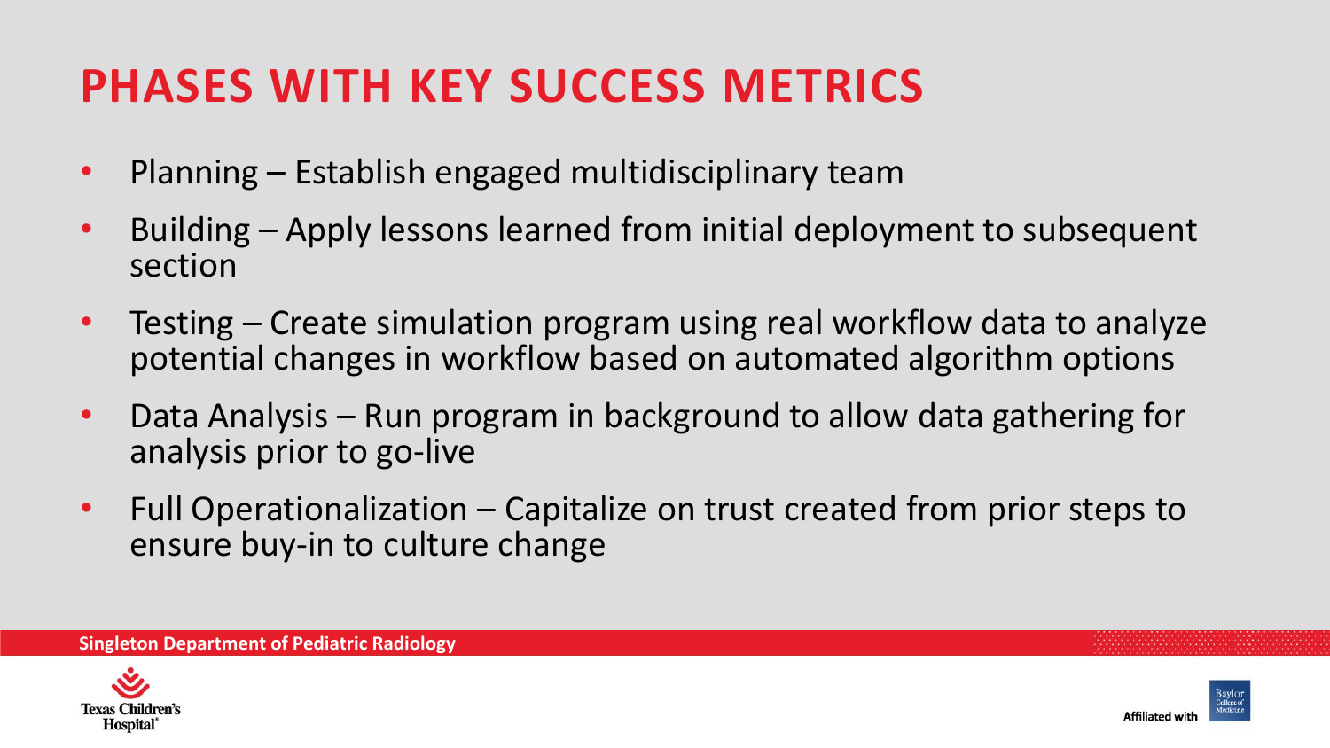# PHASES WITH KEY SUCCESS METRICS

- Planning – Establish engaged multidisciplinary team
- Building – Apply lessons learned from initial deployment to subsequent section
- Testing – Create simulation program using real workflow data to analyze potential changes in workflow based on automated algorithm options
- Data Analysis – Run program in background to allow data gathering for analysis prior to go-live
- Full Operationalization – Capitalize on trust created from prior steps to ensure buy-in to culture change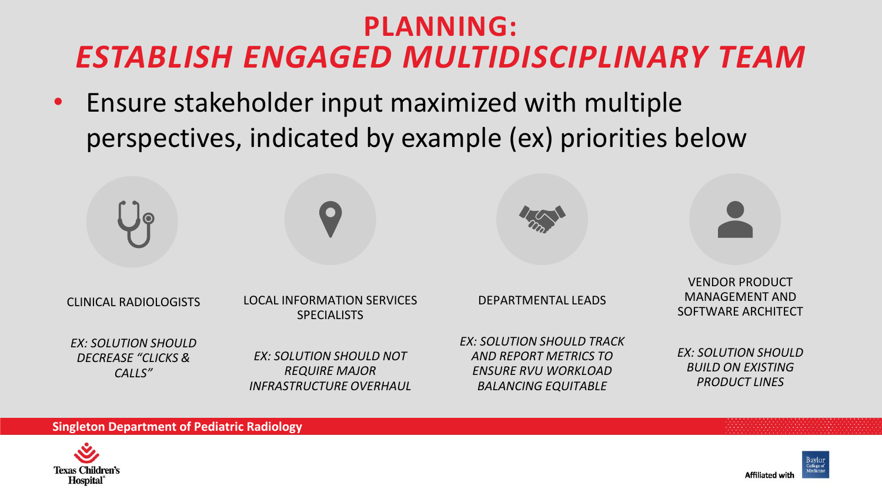# PLANNING:
# *ESTABLISH ENGAGED MULTIDISCIPLINARY TEAM*

- Ensure stakeholder input maximized with multiple perspectives, indicated by example (ex) priorities below

**CLINICAL RADIOLOGISTS**

*EX: SOLUTION SHOULD DECREASE "CLICKS & CALLS"*

**LOCAL INFORMATION SERVICES SPECIALISTS**

*EX: SOLUTION SHOULD NOT REQUIRE MAJOR INFRASTRUCTURE OVERHAUL*

**DEPARTMENTAL LEADS**

*EX: SOLUTION SHOULD TRACK AND REPORT METRICS TO ENSURE RVU WORKLOAD BALANCING EQUITABLE*

**VENDOR PRODUCT MANAGEMENT AND SOFTWARE ARCHITECT**

*EX: SOLUTION SHOULD BUILD ON EXISTING PRODUCT LINES*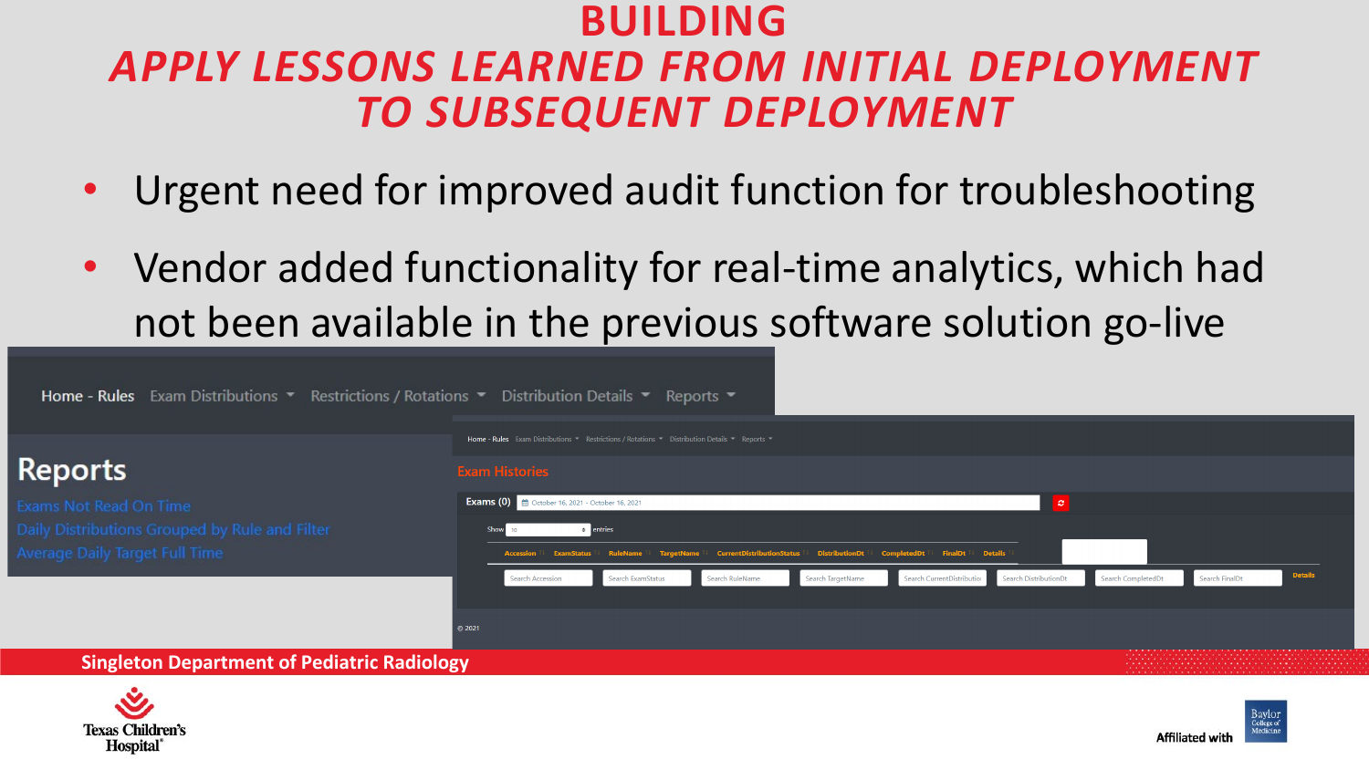# BUILDING

## *APPLY LESSONS LEARNED FROM INITIAL DEPLOYMENT TO SUBSEQUENT DEPLOYMENT*

- Urgent need for improved audit function for troubleshooting
- Vendor added functionality for real-time analytics, which had not been available in the previous software solution go-live

Home - Rules | Exam Distributions | Restrictions / Rotations | Distribution Details | Reports

**Reports**

- Exams Not Read On Time
- Daily Distributions Grouped by Rule and Filter
- Average Daily Target Full Time

Home - Rules | Exam Distributions | Restrictions / Rotations | Distribution Details | Reports

**Exam Histories**

Exams (0) October 16, 2021 - October 16, 2021

Show 10 entries

| Accession | ExamStatus | RuleName | TargetName | CurrentDistributionStatus | DistributionDt | CompletedDt | FinalDt | Details |
|---|---|---|---|---|---|---|---|---|
| Search Accession | Search ExamStatus | Search RuleName | Search TargetName | Search CurrentDistributio | Search DistributionDt | Search CompletedDt | Search FinalDt | Details |

© 2021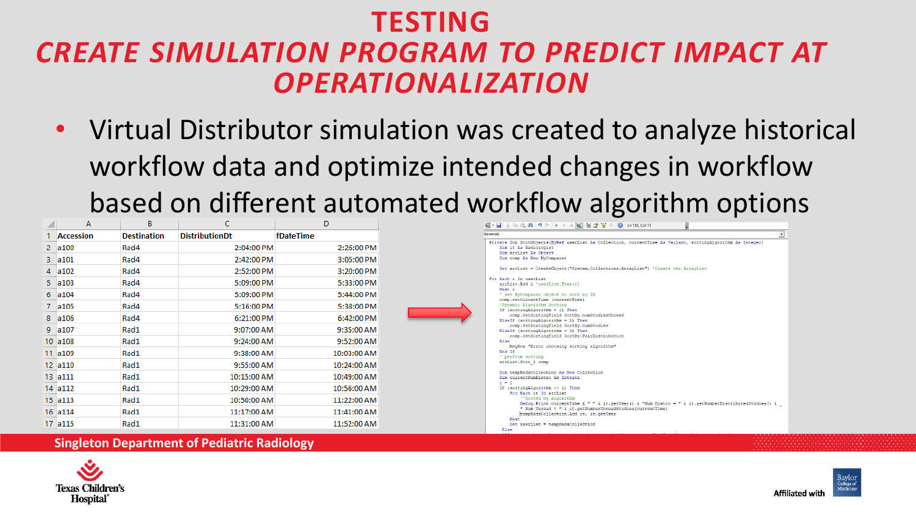# TESTING

## *CREATE SIMULATION PROGRAM TO PREDICT IMPACT AT OPERATIONALIZATION*

- Virtual Distributor simulation was created to analyze historical workflow data and optimize intended changes in workflow based on different automated workflow algorithm options

| | A | B | C | D |
|---|---|---|---|---|
| 1 | **Accession** | **Destination** | **DistributionDt** | **fDateTime** |
| 2 | a100 | Rad4 | 2:04:00 PM | 2:26:00 PM |
| 3 | a101 | Rad4 | 2:42:00 PM | 3:05:00 PM |
| 4 | a102 | Rad4 | 2:52:00 PM | 3:20:00 PM |
| 5 | a103 | Rad4 | 5:09:00 PM | 5:33:00 PM |
| 6 | a104 | Rad4 | 5:09:00 PM | 5:44:00 PM |
| 7 | a105 | Rad4 | 5:16:00 PM | 5:38:00 PM |
| 8 | a106 | Rad4 | 6:21:00 PM | 6:42:00 PM |
| 9 | a107 | Rad1 | 9:07:00 AM | 9:35:00 AM |
| 10 | a108 | Rad1 | 9:24:00 AM | 9:52:00 AM |
| 11 | a109 | Rad1 | 9:38:00 AM | 10:03:00 AM |
| 12 | a110 | Rad1 | 9:55:00 AM | 10:24:00 AM |
| 13 | a111 | Rad1 | 10:15:00 AM | 10:49:00 AM |
| 14 | a112 | Rad1 | 10:29:00 AM | 10:56:00 AM |
| 15 | a113 | Rad1 | 10:50:00 AM | 11:22:00 AM |
| 16 | a114 | Rad1 | 11:17:00 AM | 11:41:00 AM |
| 17 | a115 | Rad1 | 11:31:00 AM | 11:52:00 AM |

```
Private Sub SortObjects(ByRef userList As Collection, currentTime As Variant, sortingAlgorithm As Integer)
    Dim it As Radiologist
    Dim arrList As Object
    Dim comp As New MyComparer

    Set arrList = CreateObject("System.Collections.ArrayList") 'Create the ArrayList

For Each i In userList
    arrList.Add i 'userList.Item(i)
    Next i
    ' set MyComparer object to sort by ID
    comp.setCurrentTime (currentTime)
    'Dynamic Algorithm Sorting
    If (sortingAlgorithm = 1) Then
        comp.SetSortingField SortBy.numStudiesUnread
    ElseIf (sortingAlgorithm = 2) Then
        comp.SetSortingField SortBy.numStudies
    ElseIf (sortingAlgorithm = 3) Then
        comp.SetSortingField SortBy.FairDistribution
    Else
        MsgBox "Error choosing sorting algorithm"
    End If
    ' perform sorting
    arrList.Sort_2 comp

    Dim tempRadsCollection As New Collection
    Dim currentNumDistro As Integer
    i = 1
    If (sortingAlgorithm <> 1) Then
        For Each it In arrList
            '"Sorted by algorithm
            Debug.Print currentTime & " " & it.getUser() & "Num Distro = " & it.getNumberDistributedStudies() & _
            " Num Unread = " & it.getNumberUnreadStudies(currentTime)
            tempRadsCollection.Add it, it.getUser
        Next
        Set userList = tempRadsCollection
    Else
```

Singleton Department of Pediatric Radiology

Texas Children's Hospital

Affiliated with Baylor College of Medicine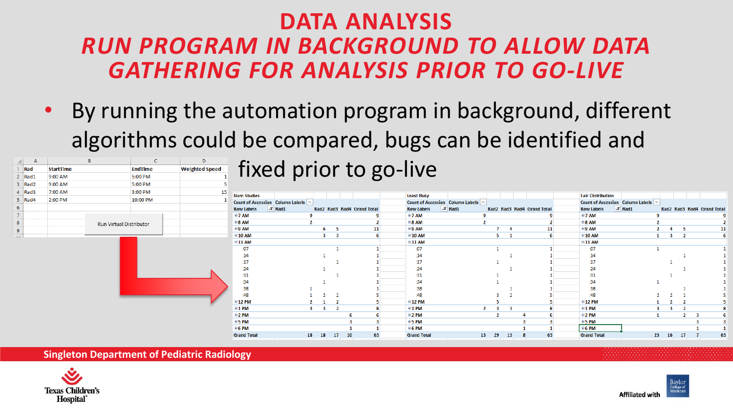# DATA ANALYSIS

## *RUN PROGRAM IN BACKGROUND TO ALLOW DATA GATHERING FOR ANALYSIS PRIOR TO GO-LIVE*

- By running the automation program in background, different algorithms could be compared, bugs can be identified and fixed prior to go-live

| Rad | StartTime | EndTime | Weighted Speed |
|---|---|---|---|
| Rad1 | 9:00 AM | 5:00 PM | 1 |
| Rad2 | 9:00 AM | 5:00 PM | 5 |
| Rad3 | 7:00 AM | 3:00 PM | 15 |
| Rad4 | 2:00 PM | 10:00 PM | 1 |

Run Virtual Distributor

**Num Studies**

| Count of Accession | Column Labels | | | | |
|---|---|---|---|---|---|
| Row Labels | Rad1 | Rad2 | Rad3 | Rad4 | Grand Total |
| 7 AM | 9 | | | | 9 |
| 8 AM | 2 | | | | 2 |
| 9 AM | | 6 | 5 | | 11 |
| 10 AM | | 3 | 3 | | 6 |
| 11 AM | | | | | |
| :07 | | | 1 | | 1 |
| :14 | | 1 | | | 1 |
| :17 | | | 1 | | 1 |
| :24 | | 1 | | | 1 |
| :31 | | | 1 | | 1 |
| :34 | | 1 | | | 1 |
| :38 | 1 | | | | 1 |
| :48 | 1 | 2 | 2 | | 5 |
| 12 PM | 2 | 1 | 2 | | 5 |
| 1 PM | 3 | 3 | 2 | | 8 |
| 2 PM | | | | 6 | 6 |
| 5 PM | | | | 3 | 3 |
| 6 PM | | | | 1 | 1 |
| Grand Total | 18 | 18 | 17 | 10 | 63 |

**Least Busy**

| Count of Accession | Column Labels | | | | |
|---|---|---|---|---|---|
| Row Labels | Rad1 | Rad2 | Rad3 | Rad4 | Grand Total |
| 7 AM | 9 | | | | 9 |
| 8 AM | 2 | | | | 2 |
| 9 AM | | 7 | 4 | | 11 |
| 10 AM | | 5 | 1 | | 6 |
| 11 AM | | | | | |
| :07 | | 1 | | | 1 |
| :14 | | | 1 | | 1 |
| :17 | | 1 | | | 1 |
| :24 | | | 1 | | 1 |
| :31 | | 1 | | | 1 |
| :34 | | 1 | | | 1 |
| :38 | | | 1 | | 1 |
| :48 | | 3 | 2 | | 5 |
| 12 PM | | 5 | | | 5 |
| 1 PM | 2 | 3 | 3 | | 8 |
| 2 PM | | 2 | | 4 | 6 |
| 5 PM | | | | 3 | 3 |
| 6 PM | | | | 1 | 1 |
| Grand Total | 13 | 29 | 13 | 8 | 63 |

**Fair Distribution**

| Count of Accession | Column Labels | | | | |
|---|---|---|---|---|---|
| Row Labels | Rad1 | Rad2 | Rad3 | Rad4 | Grand Total |
| 7 AM | 9 | | | | 9 |
| 8 AM | 2 | | | | 2 |
| 9 AM | 2 | 4 | 5 | | 11 |
| 10 AM | 1 | 3 | 2 | | 6 |
| 11 AM | | | | | |
| :07 | 1 | | | | 1 |
| :14 | | | 1 | | 1 |
| :17 | | 1 | | | 1 |
| :24 | | | 1 | | 1 |
| :31 | | 1 | | | 1 |
| :34 | 1 | | | | 1 |
| :38 | | | 1 | | 1 |
| :48 | 2 | 2 | 1 | | 5 |
| 12 PM | 1 | 2 | 2 | | 5 |
| 1 PM | 3 | 3 | 2 | | 8 |
| 2 PM | 1 | | 2 | 3 | 6 |
| 5 PM | | | | 3 | 3 |
| 6 PM | | | | 1 | 1 |
| Grand Total | 23 | 16 | 17 | 7 | 63 |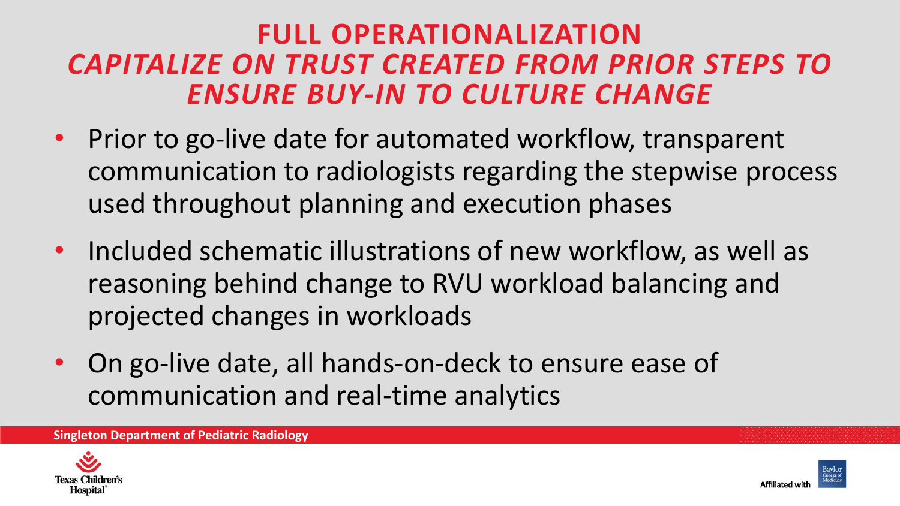# FULL OPERATIONALIZATION

## *CAPITALIZE ON TRUST CREATED FROM PRIOR STEPS TO ENSURE BUY-IN TO CULTURE CHANGE*

- Prior to go-live date for automated workflow, transparent communication to radiologists regarding the stepwise process used throughout planning and execution phases
- Included schematic illustrations of new workflow, as well as reasoning behind change to RVU workload balancing and projected changes in workloads
- On go-live date, all hands-on-deck to ensure ease of communication and real-time analytics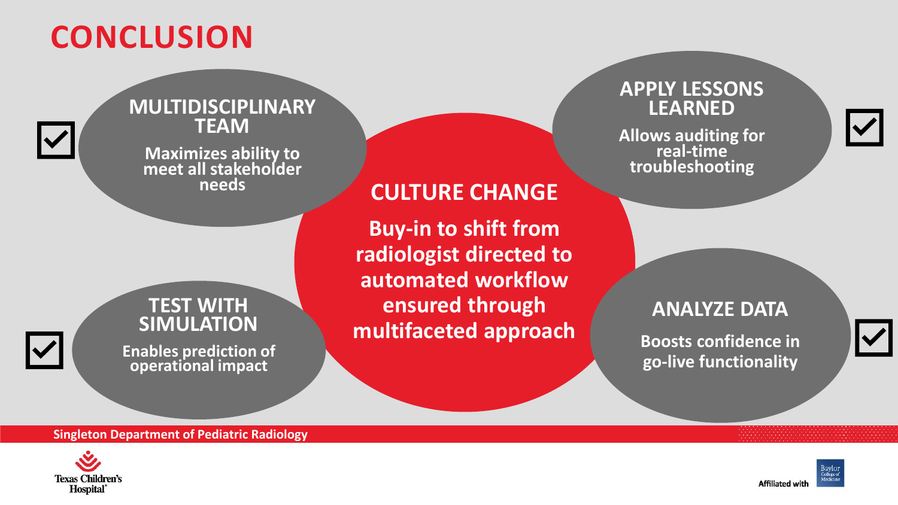# CONCLUSION

## MULTIDISCIPLINARY TEAM

Maximizes ability to meet all stakeholder needs

## TEST WITH SIMULATION

Enables prediction of operational impact

## CULTURE CHANGE

Buy-in to shift from radiologist directed to automated workflow ensured through multifaceted approach

## APPLY LESSONS LEARNED

Allows auditing for real-time troubleshooting

## ANALYZE DATA

Boosts confidence in go-live functionality

Singleton Department of Pediatric Radiology

Texas Children's Hospital

Affiliated with Baylor College of Medicine